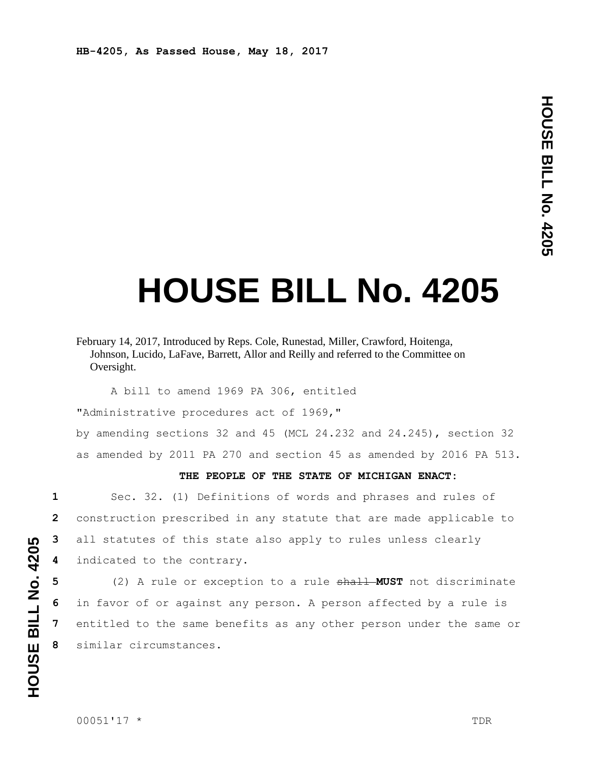HB-4205, As Passed House, May 18, 2017

# HOUSE BILL No. 4205

February 14, 2017, Introduced by Reps. Cole, Runestad, Miller, Crawford, Hoitenga, Johnson, Lucido, LaFave, Barrett, Allor and Reilly and referred to the Committee on Oversight.

A bill to amend 1969 PA 306, entitled

"Administrative procedures act of 1969,"

by amending sections 32 and 45 (MCL 24.232 and 24.245), section 32 as amended by 2011 PA 270 and section 45 as amended by 2016 PA 513.

**THE PEOPLE OF THE STATE OF MICHIGAN ENACT:**

Sec. 32. (1) Definitions of words and phrases and rules of construction prescribed in any statute that are made applicable to all statutes of this state also apply to rules unless clearly indicated to the contrary.

(2) A rule or exception to a rule ~~shall~~ **MUST** not discriminate in favor of or against any person. A person affected by a rule is entitled to the same benefits as any other person under the same or similar circumstances.

00051'17 * TDR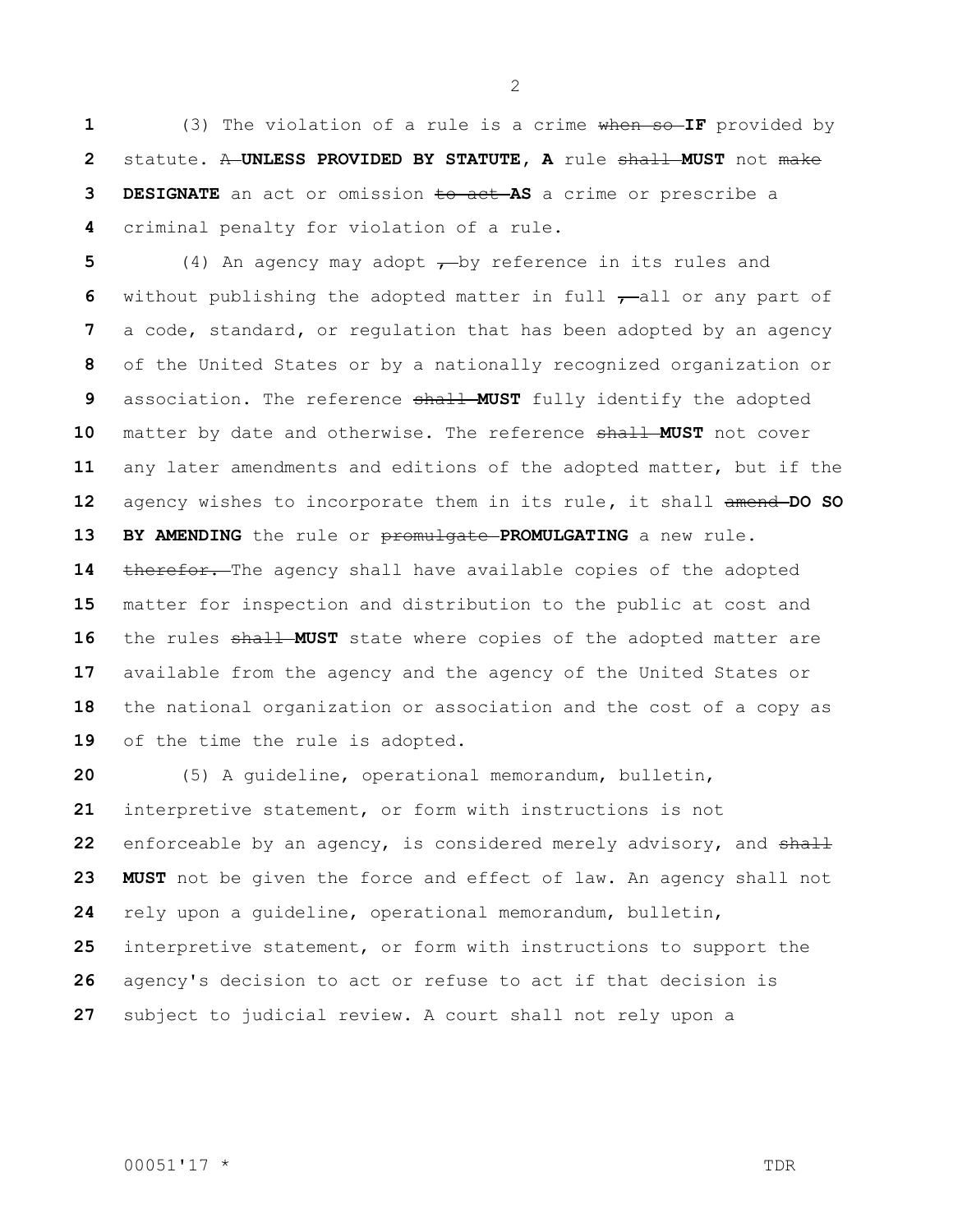(3) The violation of a rule is a crime ~~when so~~ **IF** provided by statute. ~~A~~ **UNLESS PROVIDED BY STATUTE, A** rule ~~shall~~ **MUST** not ~~make~~ **DESIGNATE** an act or omission ~~to act~~ **AS** a crime or prescribe a criminal penalty for violation of a rule.

(4) An agency may adopt ~~,~~ by reference in its rules and without publishing the adopted matter in full ~~,~~ all or any part of a code, standard, or regulation that has been adopted by an agency of the United States or by a nationally recognized organization or association. The reference ~~shall~~ **MUST** fully identify the adopted matter by date and otherwise. The reference ~~shall~~ **MUST** not cover any later amendments and editions of the adopted matter, but if the agency wishes to incorporate them in its rule, it shall ~~amend~~ **DO SO BY AMENDING** the rule or ~~promulgate~~ **PROMULGATING** a new rule. ~~therefor.~~ The agency shall have available copies of the adopted matter for inspection and distribution to the public at cost and the rules ~~shall~~ **MUST** state where copies of the adopted matter are available from the agency and the agency of the United States or the national organization or association and the cost of a copy as of the time the rule is adopted.

(5) A guideline, operational memorandum, bulletin, interpretive statement, or form with instructions is not enforceable by an agency, is considered merely advisory, and ~~shall~~ **MUST** not be given the force and effect of law. An agency shall not rely upon a guideline, operational memorandum, bulletin, interpretive statement, or form with instructions to support the agency's decision to act or refuse to act if that decision is subject to judicial review. A court shall not rely upon a

00051'17 * TDR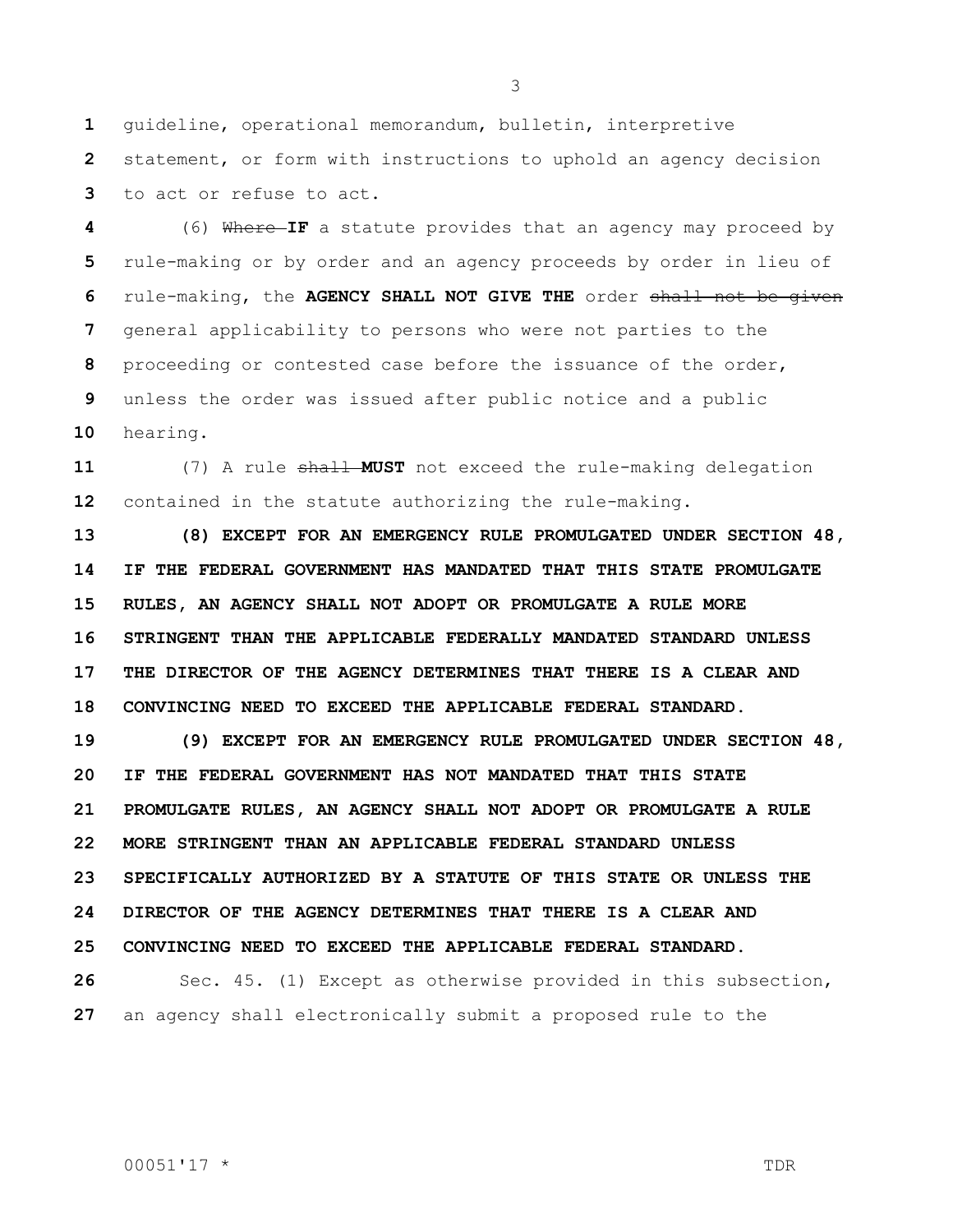guideline, operational memorandum, bulletin, interpretive statement, or form with instructions to uphold an agency decision to act or refuse to act.

(6) ~~Where~~ **IF** a statute provides that an agency may proceed by rule-making or by order and an agency proceeds by order in lieu of rule-making, the **AGENCY SHALL NOT GIVE THE** order ~~shall not be given~~ general applicability to persons who were not parties to the proceeding or contested case before the issuance of the order, unless the order was issued after public notice and a public hearing.

(7) A rule ~~shall~~ **MUST** not exceed the rule-making delegation contained in the statute authorizing the rule-making.

**(8) EXCEPT FOR AN EMERGENCY RULE PROMULGATED UNDER SECTION 48, IF THE FEDERAL GOVERNMENT HAS MANDATED THAT THIS STATE PROMULGATE RULES, AN AGENCY SHALL NOT ADOPT OR PROMULGATE A RULE MORE STRINGENT THAN THE APPLICABLE FEDERALLY MANDATED STANDARD UNLESS THE DIRECTOR OF THE AGENCY DETERMINES THAT THERE IS A CLEAR AND CONVINCING NEED TO EXCEED THE APPLICABLE FEDERAL STANDARD.**

**(9) EXCEPT FOR AN EMERGENCY RULE PROMULGATED UNDER SECTION 48, IF THE FEDERAL GOVERNMENT HAS NOT MANDATED THAT THIS STATE PROMULGATE RULES, AN AGENCY SHALL NOT ADOPT OR PROMULGATE A RULE MORE STRINGENT THAN AN APPLICABLE FEDERAL STANDARD UNLESS SPECIFICALLY AUTHORIZED BY A STATUTE OF THIS STATE OR UNLESS THE DIRECTOR OF THE AGENCY DETERMINES THAT THERE IS A CLEAR AND CONVINCING NEED TO EXCEED THE APPLICABLE FEDERAL STANDARD.**

Sec. 45. (1) Except as otherwise provided in this subsection, an agency shall electronically submit a proposed rule to the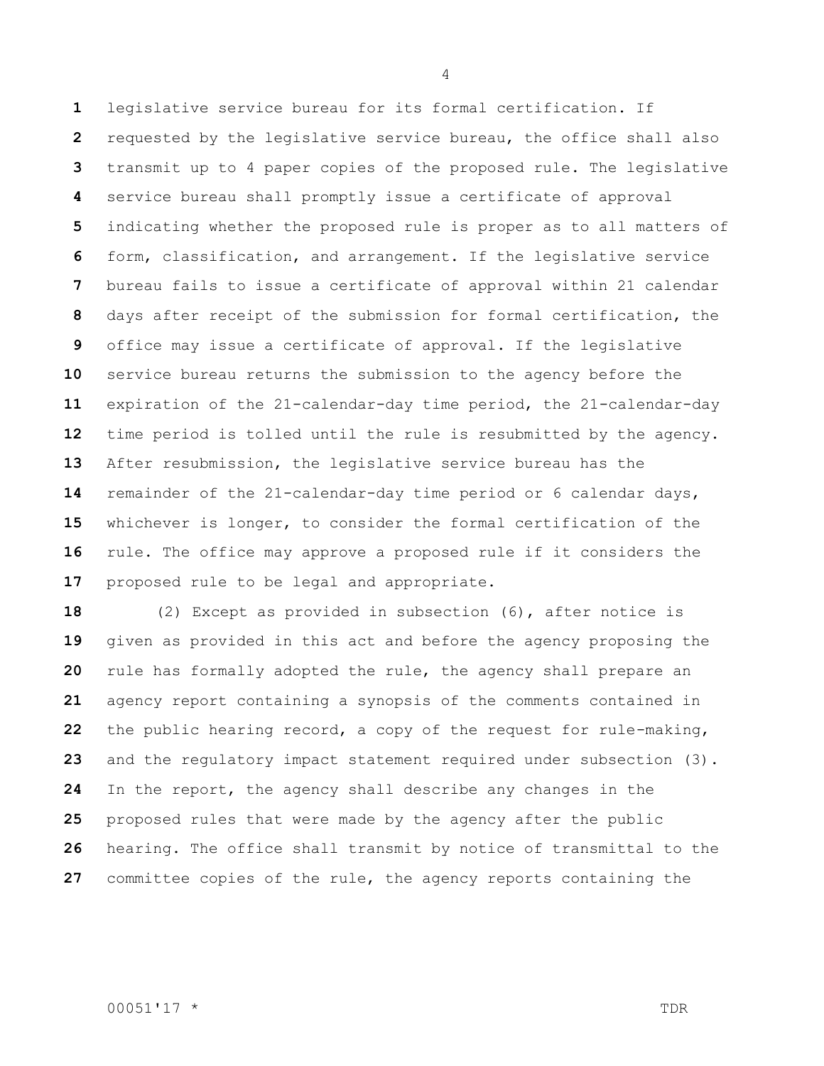legislative service bureau for its formal certification. If requested by the legislative service bureau, the office shall also transmit up to 4 paper copies of the proposed rule. The legislative service bureau shall promptly issue a certificate of approval indicating whether the proposed rule is proper as to all matters of form, classification, and arrangement. If the legislative service bureau fails to issue a certificate of approval within 21 calendar days after receipt of the submission for formal certification, the office may issue a certificate of approval. If the legislative service bureau returns the submission to the agency before the expiration of the 21-calendar-day time period, the 21-calendar-day time period is tolled until the rule is resubmitted by the agency. After resubmission, the legislative service bureau has the remainder of the 21-calendar-day time period or 6 calendar days, whichever is longer, to consider the formal certification of the rule. The office may approve a proposed rule if it considers the proposed rule to be legal and appropriate.

(2) Except as provided in subsection (6), after notice is given as provided in this act and before the agency proposing the rule has formally adopted the rule, the agency shall prepare an agency report containing a synopsis of the comments contained in the public hearing record, a copy of the request for rule-making, and the regulatory impact statement required under subsection (3). In the report, the agency shall describe any changes in the proposed rules that were made by the agency after the public hearing. The office shall transmit by notice of transmittal to the committee copies of the rule, the agency reports containing the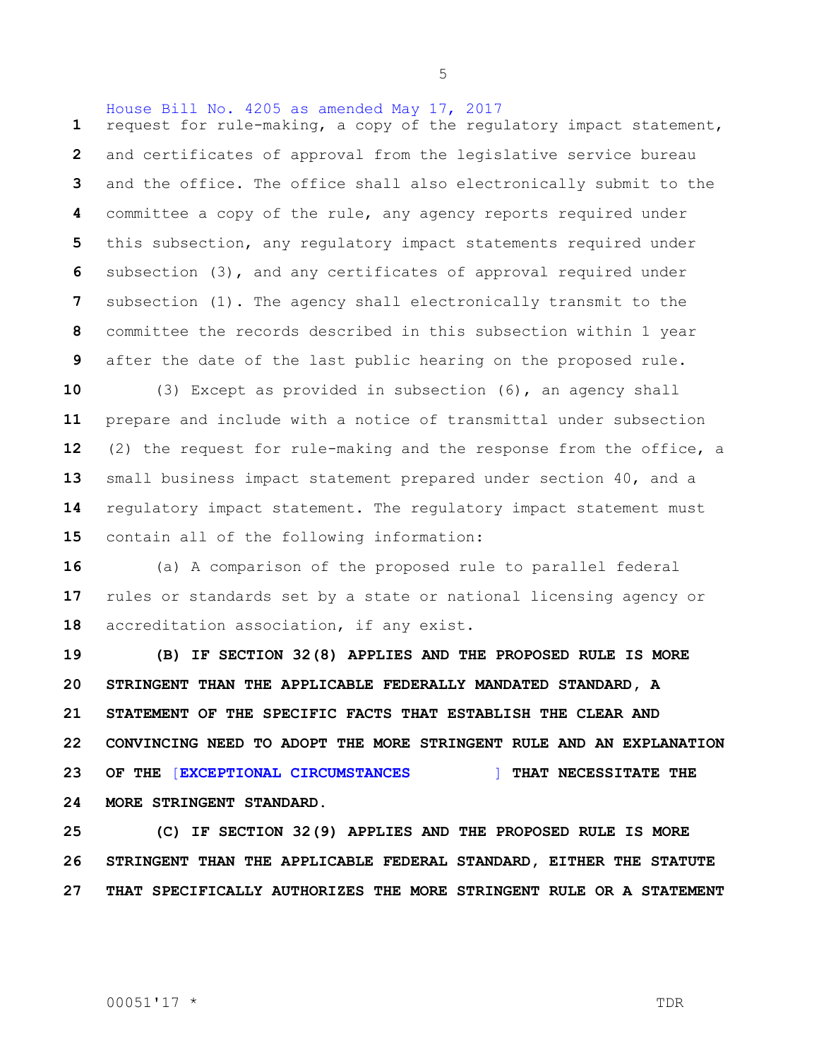House Bill No. 4205 as amended May 17, 2017

request for rule-making, a copy of the regulatory impact statement, and certificates of approval from the legislative service bureau and the office. The office shall also electronically submit to the committee a copy of the rule, any agency reports required under this subsection, any regulatory impact statements required under subsection (3), and any certificates of approval required under subsection (1). The agency shall electronically transmit to the committee the records described in this subsection within 1 year after the date of the last public hearing on the proposed rule.

(3) Except as provided in subsection (6), an agency shall prepare and include with a notice of transmittal under subsection (2) the request for rule-making and the response from the office, a small business impact statement prepared under section 40, and a regulatory impact statement. The regulatory impact statement must contain all of the following information:

(a) A comparison of the proposed rule to parallel federal rules or standards set by a state or national licensing agency or accreditation association, if any exist.

**(B) IF SECTION 32(8) APPLIES AND THE PROPOSED RULE IS MORE STRINGENT THAN THE APPLICABLE FEDERALLY MANDATED STANDARD, A STATEMENT OF THE SPECIFIC FACTS THAT ESTABLISH THE CLEAR AND CONVINCING NEED TO ADOPT THE MORE STRINGENT RULE AND AN EXPLANATION OF THE [EXCEPTIONAL CIRCUMSTANCES ] THAT NECESSITATE THE MORE STRINGENT STANDARD.**

**(C) IF SECTION 32(9) APPLIES AND THE PROPOSED RULE IS MORE STRINGENT THAN THE APPLICABLE FEDERAL STANDARD, EITHER THE STATUTE THAT SPECIFICALLY AUTHORIZES THE MORE STRINGENT RULE OR A STATEMENT**

00051'17 * TDR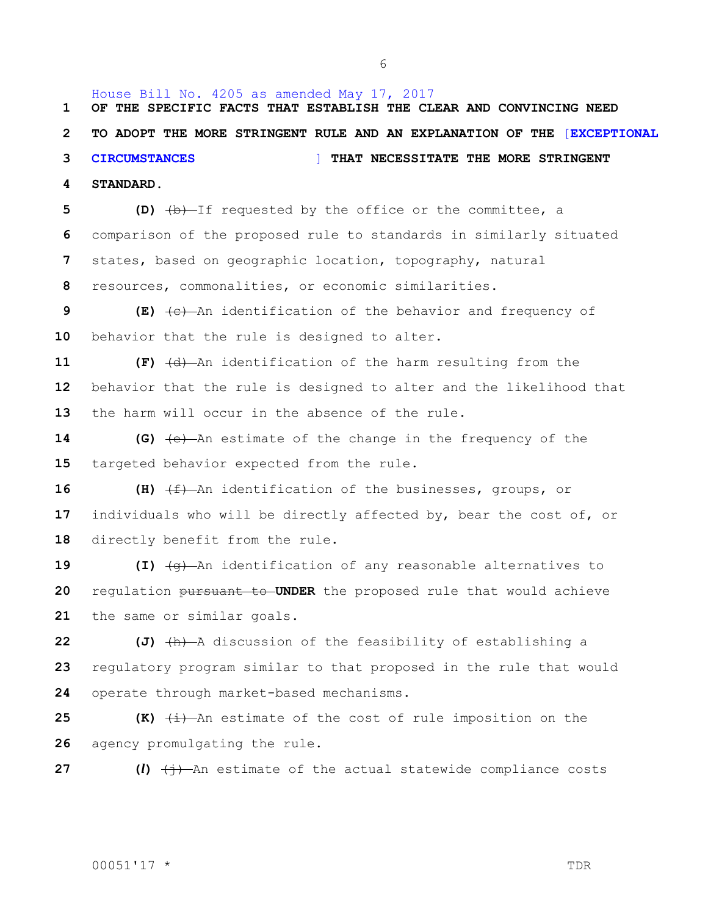House Bill No. 4205 as amended May 17, 2017

**OF THE SPECIFIC FACTS THAT ESTABLISH THE CLEAR AND CONVINCING NEED TO ADOPT THE MORE STRINGENT RULE AND AN EXPLANATION OF THE [EXCEPTIONAL CIRCUMSTANCES ] THAT NECESSITATE THE MORE STRINGENT STANDARD.**

**(D)** ~~(b)~~ If requested by the office or the committee, a comparison of the proposed rule to standards in similarly situated states, based on geographic location, topography, natural resources, commonalities, or economic similarities.

**(E)** ~~(c)~~ An identification of the behavior and frequency of behavior that the rule is designed to alter.

**(F)** ~~(d)~~ An identification of the harm resulting from the behavior that the rule is designed to alter and the likelihood that the harm will occur in the absence of the rule.

**(G)** ~~(e)~~ An estimate of the change in the frequency of the targeted behavior expected from the rule.

**(H)** ~~(f)~~ An identification of the businesses, groups, or individuals who will be directly affected by, bear the cost of, or directly benefit from the rule.

**(I)** ~~(g)~~ An identification of any reasonable alternatives to regulation ~~pursuant to~~ **UNDER** the proposed rule that would achieve the same or similar goals.

**(J)** ~~(h)~~ A discussion of the feasibility of establishing a regulatory program similar to that proposed in the rule that would operate through market-based mechanisms.

**(K)** ~~(i)~~ An estimate of the cost of rule imposition on the agency promulgating the rule.

***(l)*** ~~(j)~~ An estimate of the actual statewide compliance costs

00051'17 * TDR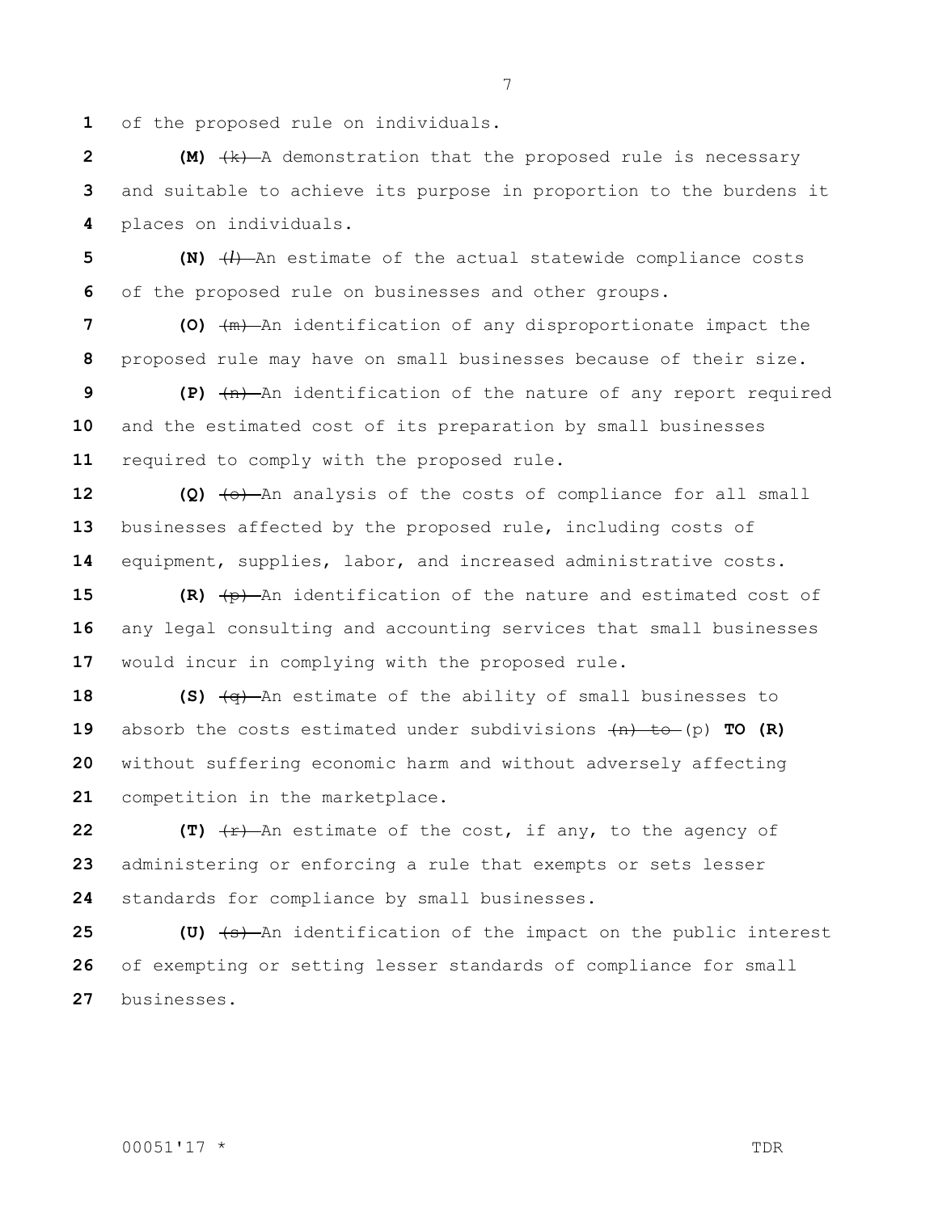of the proposed rule on individuals.

**(M)** ~~(k)~~ A demonstration that the proposed rule is necessary and suitable to achieve its purpose in proportion to the burdens it places on individuals.

**(N)** ~~(*l*)~~ An estimate of the actual statewide compliance costs of the proposed rule on businesses and other groups.

**(O)** ~~(m)~~ An identification of any disproportionate impact the proposed rule may have on small businesses because of their size.

**(P)** ~~(n)~~ An identification of the nature of any report required and the estimated cost of its preparation by small businesses required to comply with the proposed rule.

**(Q)** ~~(o)~~ An analysis of the costs of compliance for all small businesses affected by the proposed rule, including costs of equipment, supplies, labor, and increased administrative costs.

**(R)** ~~(p)~~ An identification of the nature and estimated cost of any legal consulting and accounting services that small businesses would incur in complying with the proposed rule.

**(S)** ~~(q)~~ An estimate of the ability of small businesses to absorb the costs estimated under subdivisions ~~(n) to~~ (p) **TO (R)** without suffering economic harm and without adversely affecting competition in the marketplace.

**(T)** ~~(r)~~ An estimate of the cost, if any, to the agency of administering or enforcing a rule that exempts or sets lesser standards for compliance by small businesses.

**(U)** ~~(s)~~ An identification of the impact on the public interest of exempting or setting lesser standards of compliance for small businesses.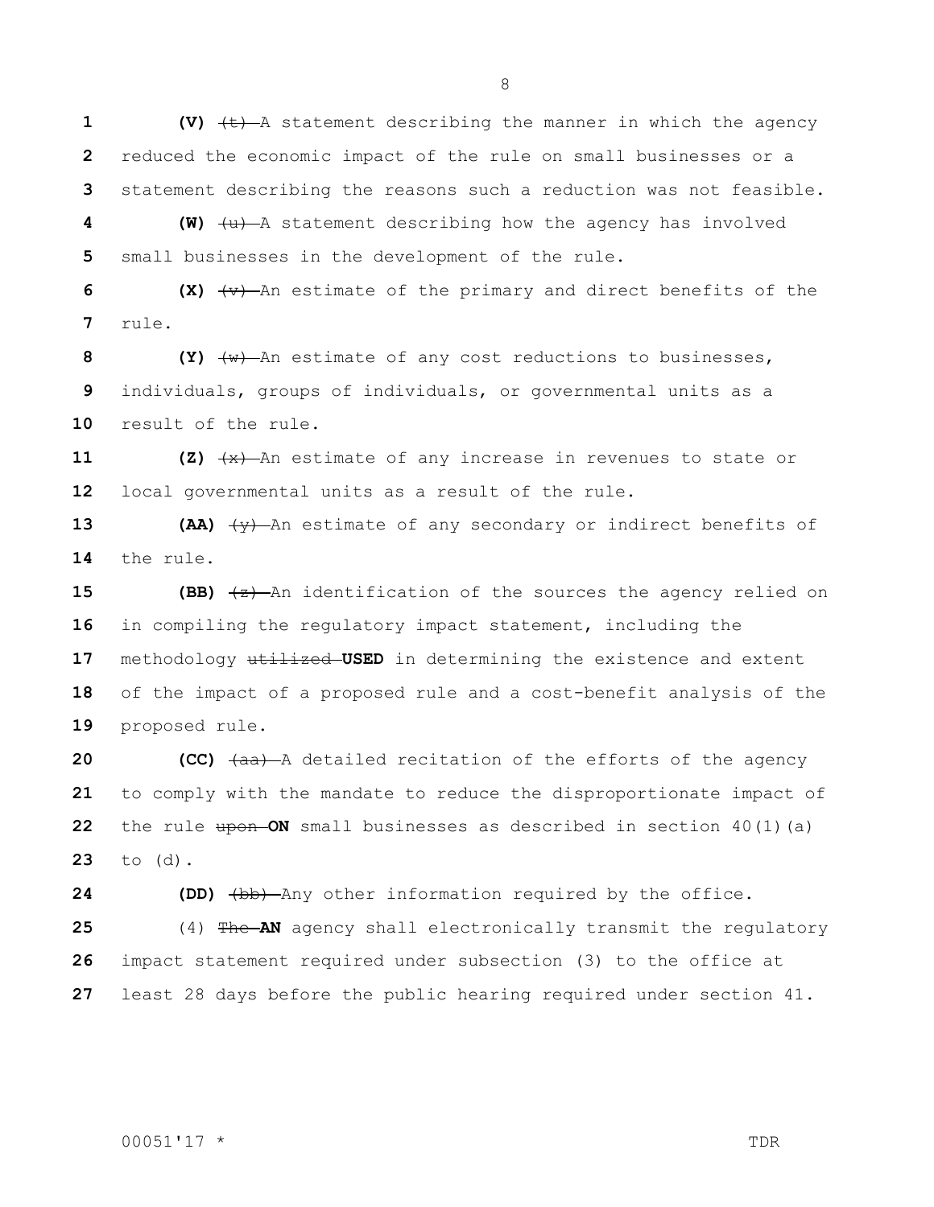(V) ~~(t)~~ A statement describing the manner in which the agency reduced the economic impact of the rule on small businesses or a statement describing the reasons such a reduction was not feasible.

**(W)** ~~(u)~~ A statement describing how the agency has involved small businesses in the development of the rule.

**(X)** ~~(v)~~ An estimate of the primary and direct benefits of the rule.

**(Y)** ~~(w)~~ An estimate of any cost reductions to businesses, individuals, groups of individuals, or governmental units as a result of the rule.

**(Z)** ~~(x)~~ An estimate of any increase in revenues to state or local governmental units as a result of the rule.

**(AA)** ~~(y)~~ An estimate of any secondary or indirect benefits of the rule.

**(BB)** ~~(z)~~ An identification of the sources the agency relied on in compiling the regulatory impact statement, including the methodology ~~utilized~~ **USED** in determining the existence and extent of the impact of a proposed rule and a cost-benefit analysis of the proposed rule.

**(CC)** ~~(aa)~~ A detailed recitation of the efforts of the agency to comply with the mandate to reduce the disproportionate impact of the rule ~~upon~~ **ON** small businesses as described in section 40(1)(a) to (d).

**(DD)** ~~(bb)~~ Any other information required by the office.

(4) ~~The~~ **AN** agency shall electronically transmit the regulatory impact statement required under subsection (3) to the office at least 28 days before the public hearing required under section 41.

00051'17 * TDR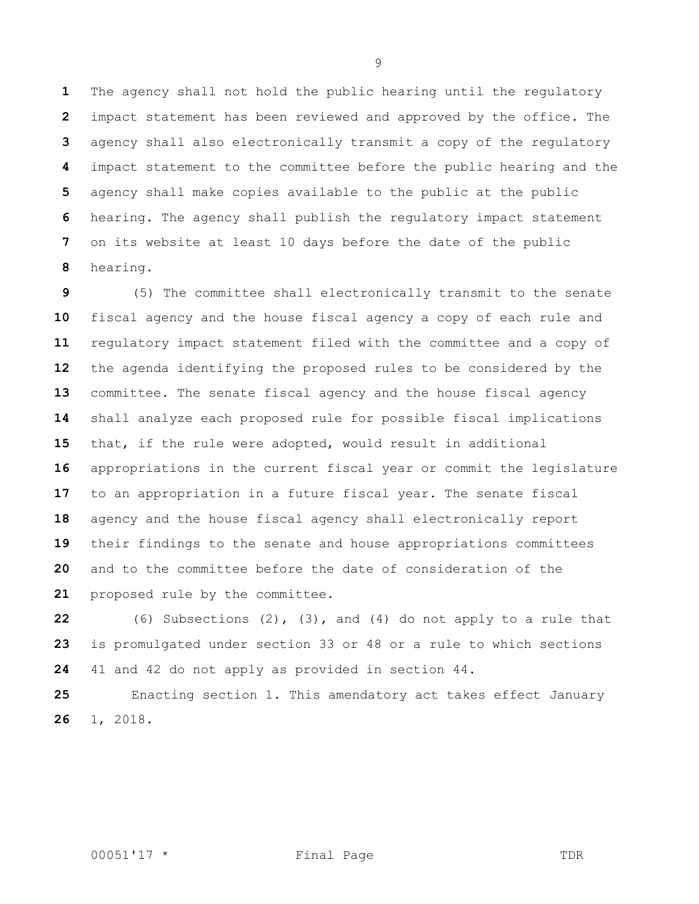The agency shall not hold the public hearing until the regulatory impact statement has been reviewed and approved by the office. The agency shall also electronically transmit a copy of the regulatory impact statement to the committee before the public hearing and the agency shall make copies available to the public at the public hearing. The agency shall publish the regulatory impact statement on its website at least 10 days before the date of the public hearing.

(5) The committee shall electronically transmit to the senate fiscal agency and the house fiscal agency a copy of each rule and regulatory impact statement filed with the committee and a copy of the agenda identifying the proposed rules to be considered by the committee. The senate fiscal agency and the house fiscal agency shall analyze each proposed rule for possible fiscal implications that, if the rule were adopted, would result in additional appropriations in the current fiscal year or commit the legislature to an appropriation in a future fiscal year. The senate fiscal agency and the house fiscal agency shall electronically report their findings to the senate and house appropriations committees and to the committee before the date of consideration of the proposed rule by the committee.

(6) Subsections (2), (3), and (4) do not apply to a rule that is promulgated under section 33 or 48 or a rule to which sections 41 and 42 do not apply as provided in section 44.

Enacting section 1. This amendatory act takes effect January 1, 2018.

00051'17 * Final Page TDR